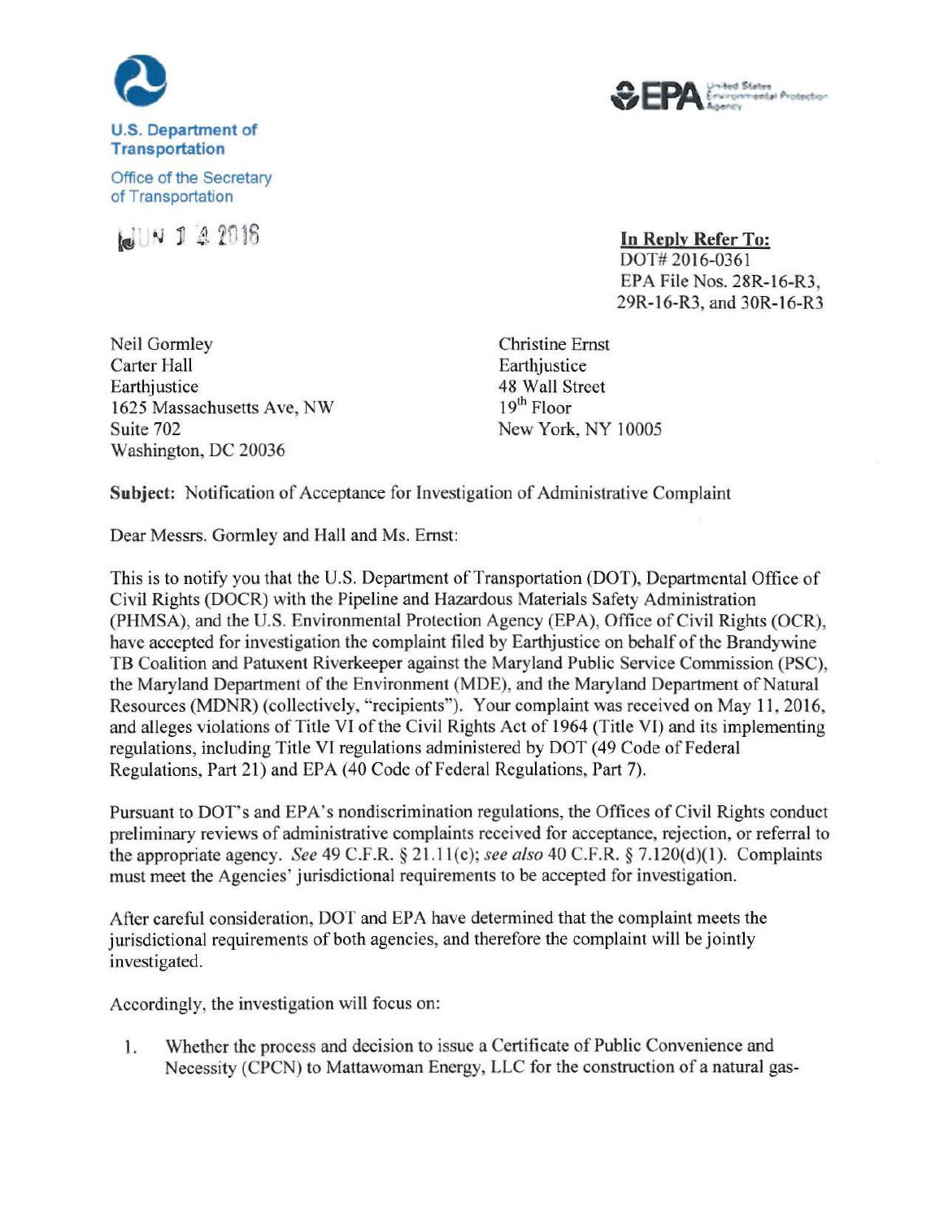**U.S. Department of Transportation**

Office of the Secretary of Transportation

JUN 14 2016

**In Reply Refer To:**
DOT# 2016-0361
EPA File Nos. 28R-16-R3, 29R-16-R3, and 30R-16-R3

Neil Gormley
Carter Hall
Earthjustice
1625 Massachusetts Ave, NW
Suite 702
Washington, DC 20036

Christine Ernst
Earthjustice
48 Wall Street
19th Floor
New York, NY 10005

**Subject:** Notification of Acceptance for Investigation of Administrative Complaint

Dear Messrs. Gormley and Hall and Ms. Ernst:

This is to notify you that the U.S. Department of Transportation (DOT), Departmental Office of Civil Rights (DOCR) with the Pipeline and Hazardous Materials Safety Administration (PHMSA), and the U.S. Environmental Protection Agency (EPA), Office of Civil Rights (OCR), have accepted for investigation the complaint filed by Earthjustice on behalf of the Brandywine TB Coalition and Patuxent Riverkeeper against the Maryland Public Service Commission (PSC), the Maryland Department of the Environment (MDE), and the Maryland Department of Natural Resources (MDNR) (collectively, "recipients"). Your complaint was received on May 11, 2016, and alleges violations of Title VI of the Civil Rights Act of 1964 (Title VI) and its implementing regulations, including Title VI regulations administered by DOT (49 Code of Federal Regulations, Part 21) and EPA (40 Code of Federal Regulations, Part 7).

Pursuant to DOT's and EPA's nondiscrimination regulations, the Offices of Civil Rights conduct preliminary reviews of administrative complaints received for acceptance, rejection, or referral to the appropriate agency. *See* 49 C.F.R. § 21.11(c); *see also* 40 C.F.R. § 7.120(d)(1). Complaints must meet the Agencies' jurisdictional requirements to be accepted for investigation.

After careful consideration, DOT and EPA have determined that the complaint meets the jurisdictional requirements of both agencies, and therefore the complaint will be jointly investigated.

Accordingly, the investigation will focus on:

1. Whether the process and decision to issue a Certificate of Public Convenience and Necessity (CPCN) to Mattawoman Energy, LLC for the construction of a natural gas-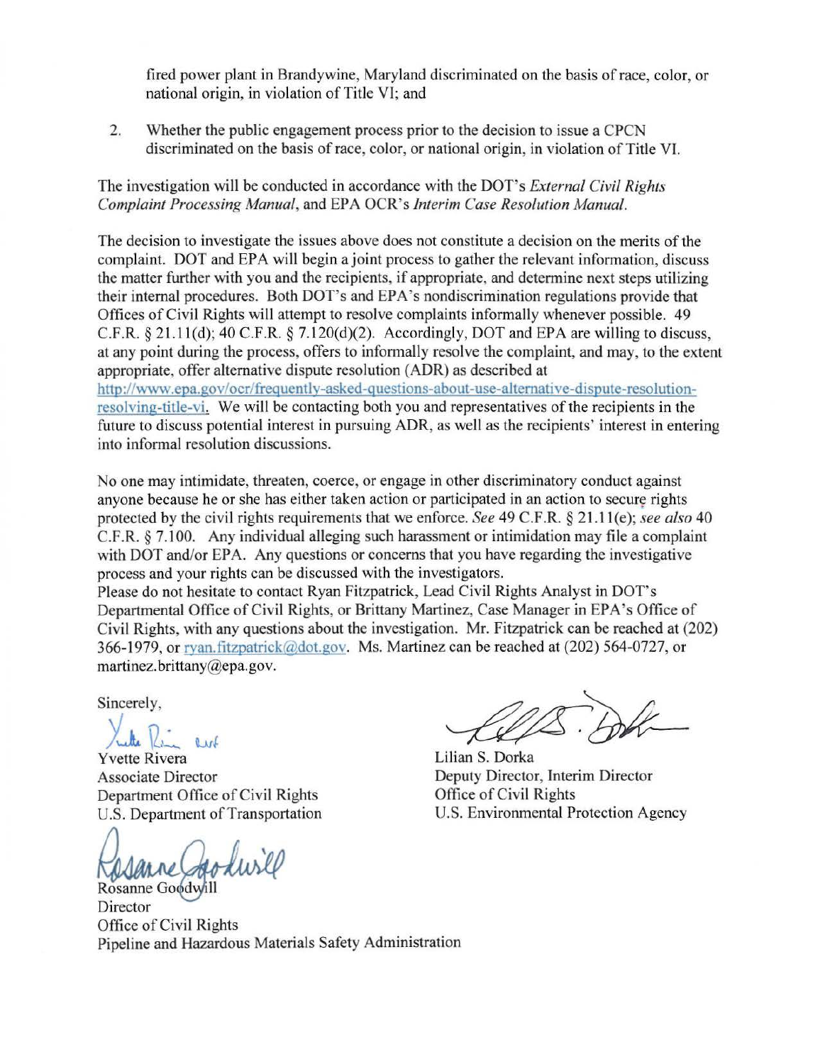fired power plant in Brandywine, Maryland discriminated on the basis of race, color, or national origin, in violation of Title VI; and

2. Whether the public engagement process prior to the decision to issue a CPCN discriminated on the basis of race, color, or national origin, in violation of Title VI.

The investigation will be conducted in accordance with the DOT's *External Civil Rights Complaint Processing Manual*, and EPA OCR's *Interim Case Resolution Manual*.

The decision to investigate the issues above does not constitute a decision on the merits of the complaint. DOT and EPA will begin a joint process to gather the relevant information, discuss the matter further with you and the recipients, if appropriate, and determine next steps utilizing their internal procedures. Both DOT's and EPA's nondiscrimination regulations provide that Offices of Civil Rights will attempt to resolve complaints informally whenever possible. 49 C.F.R. § 21.11(d); 40 C.F.R. § 7.120(d)(2). Accordingly, DOT and EPA are willing to discuss, at any point during the process, offers to informally resolve the complaint, and may, to the extent appropriate, offer alternative dispute resolution (ADR) as described at http://www.epa.gov/ocr/frequently-asked-questions-about-use-alternative-dispute-resolution-resolving-title-vi. We will be contacting both you and representatives of the recipients in the future to discuss potential interest in pursuing ADR, as well as the recipients' interest in entering into informal resolution discussions.

No one may intimidate, threaten, coerce, or engage in other discriminatory conduct against anyone because he or she has either taken action or participated in an action to secure rights protected by the civil rights requirements that we enforce. *See* 49 C.F.R. § 21.11(e); *see also* 40 C.F.R. § 7.100. Any individual alleging such harassment or intimidation may file a complaint with DOT and/or EPA. Any questions or concerns that you have regarding the investigative process and your rights can be discussed with the investigators.

Please do not hesitate to contact Ryan Fitzpatrick, Lead Civil Rights Analyst in DOT's Departmental Office of Civil Rights, or Brittany Martinez, Case Manager in EPA's Office of Civil Rights, with any questions about the investigation. Mr. Fitzpatrick can be reached at (202) 366-1979, or ryan.fitzpatrick@dot.gov. Ms. Martinez can be reached at (202) 564-0727, or martinez.brittany@epa.gov.

Sincerely,

Yvette Rivera
Associate Director
Department Office of Civil Rights
U.S. Department of Transportation

Lilian S. Dorka
Deputy Director, Interim Director
Office of Civil Rights
U.S. Environmental Protection Agency

Rosanne Goodwill
Director
Office of Civil Rights
Pipeline and Hazardous Materials Safety Administration